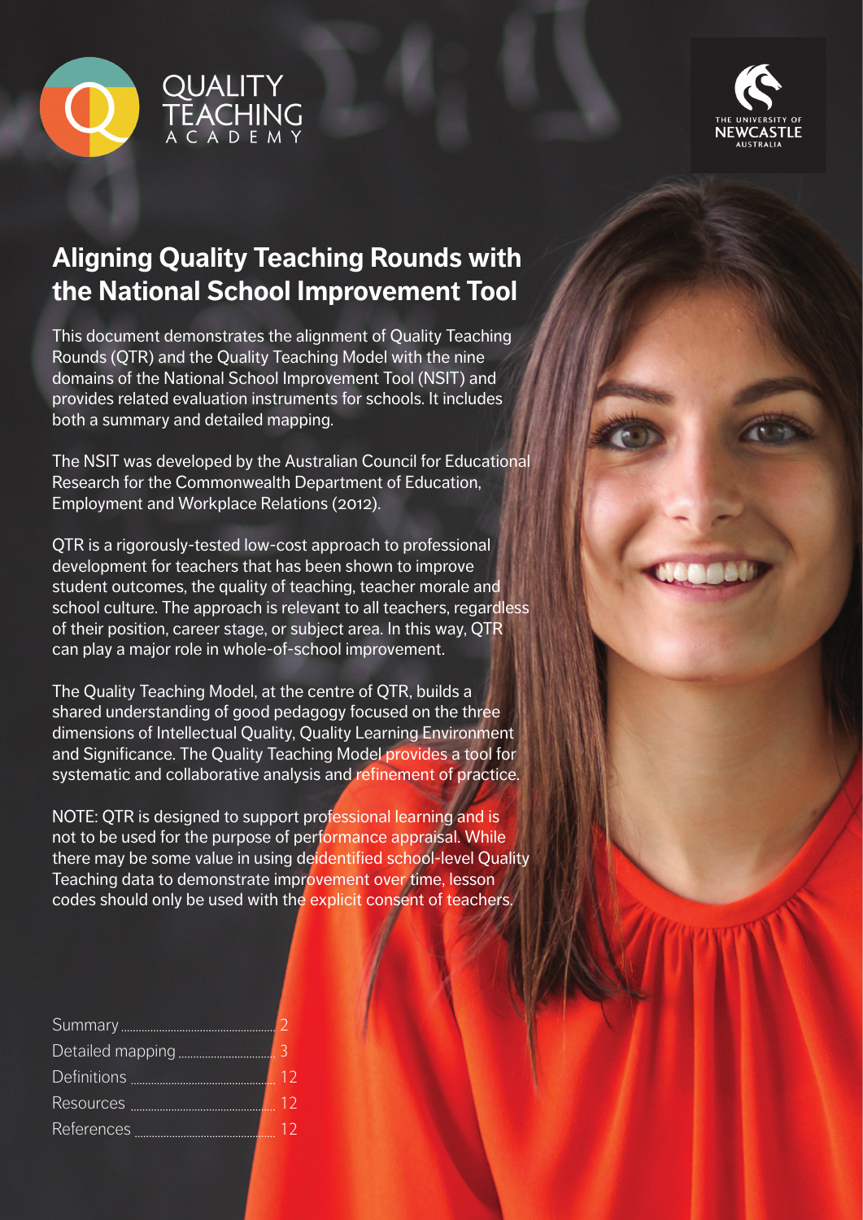QUALITY TEACHING ACADEMY

THE UNIVERSITY OF NEWCASTLE AUSTRALIA

# Aligning Quality Teaching Rounds with the National School Improvement Tool

This document demonstrates the alignment of Quality Teaching Rounds (QTR) and the Quality Teaching Model with the nine domains of the National School Improvement Tool (NSIT) and provides related evaluation instruments for schools. It includes both a summary and detailed mapping.

The NSIT was developed by the Australian Council for Educational Research for the Commonwealth Department of Education, Employment and Workplace Relations (2012).

QTR is a rigorously-tested low-cost approach to professional development for teachers that has been shown to improve student outcomes, the quality of teaching, teacher morale and school culture. The approach is relevant to all teachers, regardless of their position, career stage, or subject area. In this way, QTR can play a major role in whole-of-school improvement.

The Quality Teaching Model, at the centre of QTR, builds a shared understanding of good pedagogy focused on the three dimensions of Intellectual Quality, Quality Learning Environment and Significance. The Quality Teaching Model provides a tool for systematic and collaborative analysis and refinement of practice.

NOTE: QTR is designed to support professional learning and is not to be used for the purpose of performance appraisal. While there may be some value in using deidentified school-level Quality Teaching data to demonstrate improvement over time, lesson codes should only be used with the explicit consent of teachers.

- Summary ........ 2
- Detailed mapping ........ 3
- Definitions ........ 12
- Resources ........ 12
- References ........ 12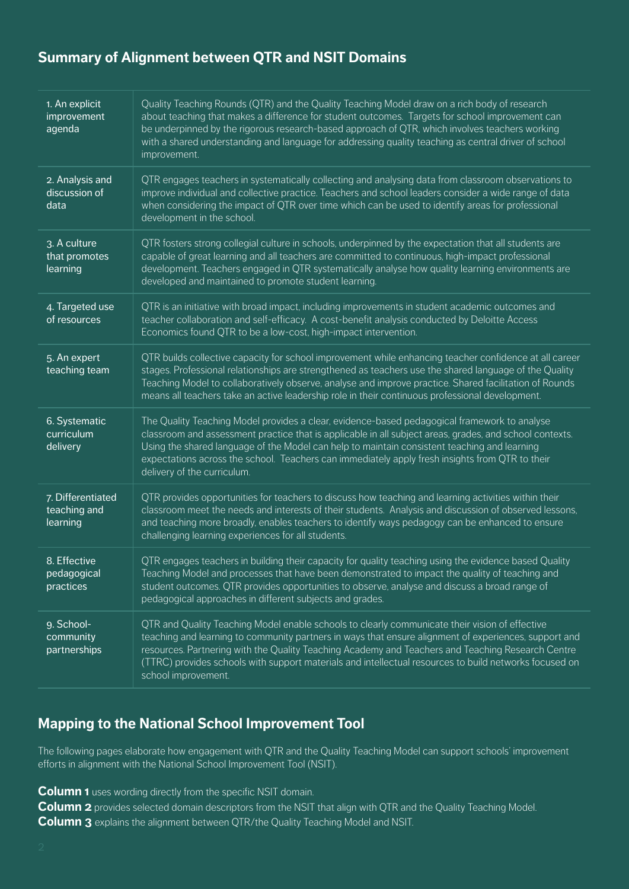## Summary of Alignment between QTR and NSIT Domains

| Domain | Alignment |
|---|---|
| 1. An explicit improvement agenda | Quality Teaching Rounds (QTR) and the Quality Teaching Model draw on a rich body of research about teaching that makes a difference for student outcomes. Targets for school improvement can be underpinned by the rigorous research-based approach of QTR, which involves teachers working with a shared understanding and language for addressing quality teaching as central driver of school improvement. |
| 2. Analysis and discussion of data | QTR engages teachers in systematically collecting and analysing data from classroom observations to improve individual and collective practice. Teachers and school leaders consider a wide range of data when considering the impact of QTR over time which can be used to identify areas for professional development in the school. |
| 3. A culture that promotes learning | QTR fosters strong collegial culture in schools, underpinned by the expectation that all students are capable of great learning and all teachers are committed to continuous, high-impact professional development. Teachers engaged in QTR systematically analyse how quality learning environments are developed and maintained to promote student learning. |
| 4. Targeted use of resources | QTR is an initiative with broad impact, including improvements in student academic outcomes and teacher collaboration and self-efficacy. A cost-benefit analysis conducted by Deloitte Access Economics found QTR to be a low-cost, high-impact intervention. |
| 5. An expert teaching team | QTR builds collective capacity for school improvement while enhancing teacher confidence at all career stages. Professional relationships are strengthened as teachers use the shared language of the Quality Teaching Model to collaboratively observe, analyse and improve practice. Shared facilitation of Rounds means all teachers take an active leadership role in their continuous professional development. |
| 6. Systematic curriculum delivery | The Quality Teaching Model provides a clear, evidence-based pedagogical framework to analyse classroom and assessment practice that is applicable in all subject areas, grades, and school contexts. Using the shared language of the Model can help to maintain consistent teaching and learning expectations across the school. Teachers can immediately apply fresh insights from QTR to their delivery of the curriculum. |
| 7. Differentiated teaching and learning | QTR provides opportunities for teachers to discuss how teaching and learning activities within their classroom meet the needs and interests of their students. Analysis and discussion of observed lessons, and teaching more broadly, enables teachers to identify ways pedagogy can be enhanced to ensure challenging learning experiences for all students. |
| 8. Effective pedagogical practices | QTR engages teachers in building their capacity for quality teaching using the evidence based Quality Teaching Model and processes that have been demonstrated to impact the quality of teaching and student outcomes. QTR provides opportunities to observe, analyse and discuss a broad range of pedagogical approaches in different subjects and grades. |
| 9. School-community partnerships | QTR and Quality Teaching Model enable schools to clearly communicate their vision of effective teaching and learning to community partners in ways that ensure alignment of experiences, support and resources. Partnering with the Quality Teaching Academy and Teachers and Teaching Research Centre (TTRC) provides schools with support materials and intellectual resources to build networks focused on school improvement. |

## Mapping to the National School Improvement Tool

The following pages elaborate how engagement with QTR and the Quality Teaching Model can support schools' improvement efforts in alignment with the National School Improvement Tool (NSIT).

**Column 1** uses wording directly from the specific NSIT domain.
**Column 2** provides selected domain descriptors from the NSIT that align with QTR and the Quality Teaching Model.
**Column 3** explains the alignment between QTR/the Quality Teaching Model and NSIT.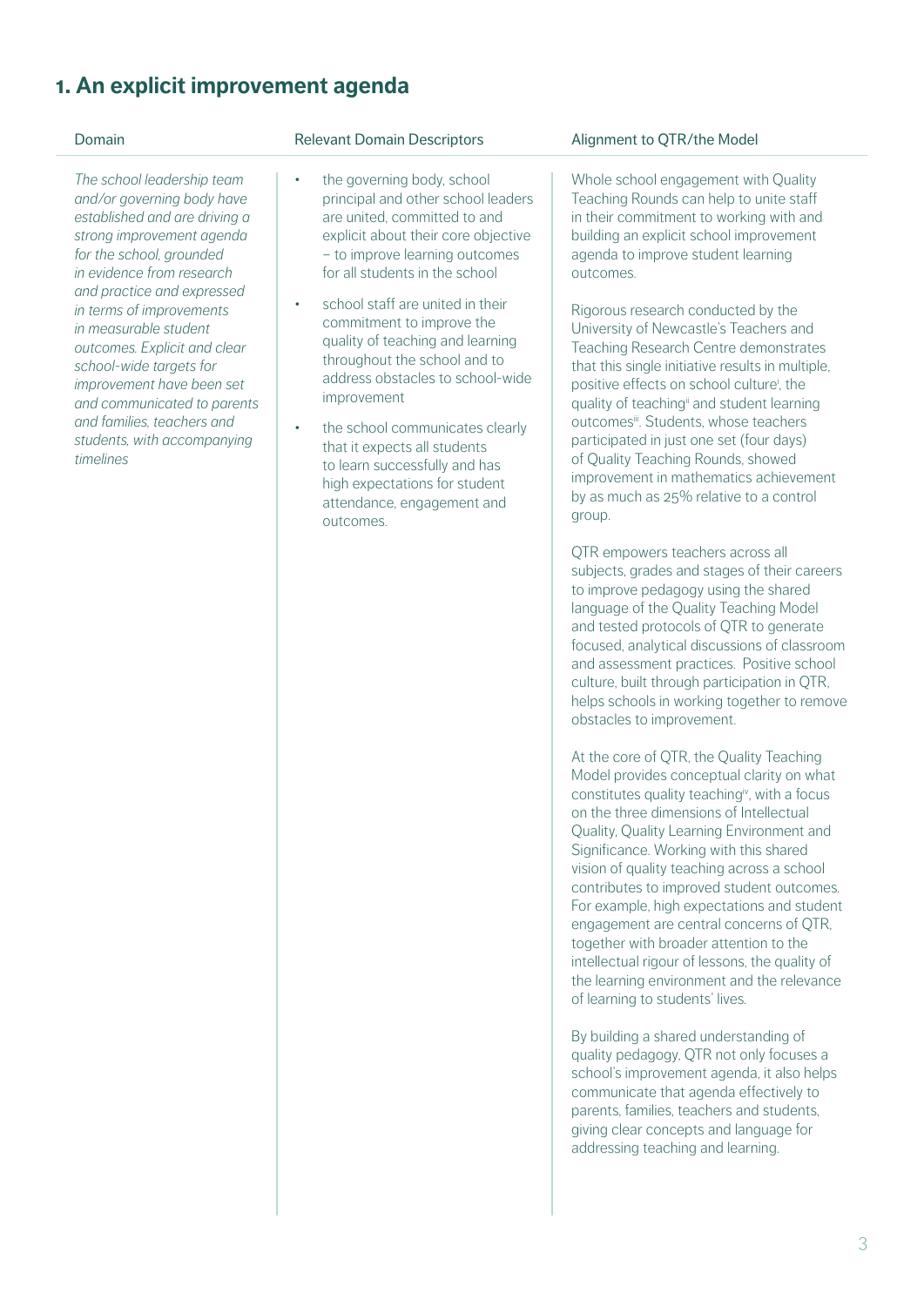## 1. An explicit improvement agenda

| Domain | Relevant Domain Descriptors | Alignment to QTR/the Model |
|---|---|---|
| *The school leadership team and/or governing body have established and are driving a strong improvement agenda for the school, grounded in evidence from research and practice and expressed in terms of improvements in measurable student outcomes. Explicit and clear school-wide targets for improvement have been set and communicated to parents and families, teachers and students, with accompanying timelines* | • the governing body, school principal and other school leaders are united, committed to and explicit about their core objective – to improve learning outcomes for all students in the school<br><br>• school staff are united in their commitment to improve the quality of teaching and learning throughout the school and to address obstacles to school-wide improvement<br><br>• the school communicates clearly that it expects all students to learn successfully and has high expectations for student attendance, engagement and outcomes. | Whole school engagement with Quality Teaching Rounds can help to unite staff in their commitment to working with and building an explicit school improvement agenda to improve student learning outcomes.<br><br>Rigorous research conducted by the University of Newcastle's Teachers and Teaching Research Centre demonstrates that this single initiative results in multiple, positive effects on school culture[i], the quality of teaching[ii] and student learning outcomes[iii]. Students, whose teachers participated in just one set (four days) of Quality Teaching Rounds, showed improvement in mathematics achievement by as much as 25% relative to a control group.<br><br>QTR empowers teachers across all subjects, grades and stages of their careers to improve pedagogy using the shared language of the Quality Teaching Model and tested protocols of QTR to generate focused, analytical discussions of classroom and assessment practices. Positive school culture, built through participation in QTR, helps schools in working together to remove obstacles to improvement.<br><br>At the core of QTR, the Quality Teaching Model provides conceptual clarity on what constitutes quality teaching[iv], with a focus on the three dimensions of Intellectual Quality, Quality Learning Environment and Significance. Working with this shared vision of quality teaching across a school contributes to improved student outcomes. For example, high expectations and student engagement are central concerns of QTR, together with broader attention to the intellectual rigour of lessons, the quality of the learning environment and the relevance of learning to students' lives.<br><br>By building a shared understanding of quality pedagogy, QTR not only focuses a school's improvement agenda, it also helps communicate that agenda effectively to parents, families, teachers and students, giving clear concepts and language for addressing teaching and learning. |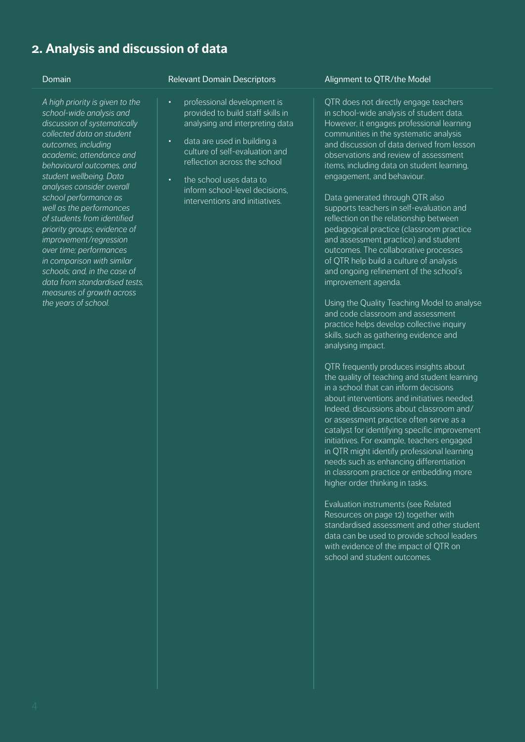## 2. Analysis and discussion of data

| Domain | Relevant Domain Descriptors | Alignment to QTR/the Model |
| --- | --- | --- |
| *A high priority is given to the school-wide analysis and discussion of systematically collected data on student outcomes, including academic, attendance and behavioural outcomes, and student wellbeing. Data analyses consider overall school performance as well as the performances of students from identified priority groups; evidence of improvement/regression over time; performances in comparison with similar schools; and, in the case of data from standardised tests, measures of growth across the years of school.* | • professional development is provided to build staff skills in analysing and interpreting data<br>• data are used in building a culture of self-evaluation and reflection across the school<br>• the school uses data to inform school-level decisions, interventions and initiatives. | QTR does not directly engage teachers in school-wide analysis of student data. However, it engages professional learning communities in the systematic analysis and discussion of data derived from lesson observations and review of assessment items, including data on student learning, engagement, and behaviour.<br><br>Data generated through QTR also supports teachers in self-evaluation and reflection on the relationship between pedagogical practice (classroom practice and assessment practice) and student outcomes. The collaborative processes of QTR help build a culture of analysis and ongoing refinement of the school's improvement agenda.<br><br>Using the Quality Teaching Model to analyse and code classroom and assessment practice helps develop collective inquiry skills, such as gathering evidence and analysing impact.<br><br>QTR frequently produces insights about the quality of teaching and student learning in a school that can inform decisions about interventions and initiatives needed. Indeed, discussions about classroom and/or assessment practice often serve as a catalyst for identifying specific improvement initiatives. For example, teachers engaged in QTR might identify professional learning needs such as enhancing differentiation in classroom practice or embedding more higher order thinking in tasks.<br><br>Evaluation instruments (see Related Resources on page 12) together with standardised assessment and other student data can be used to provide school leaders with evidence of the impact of QTR on school and student outcomes. |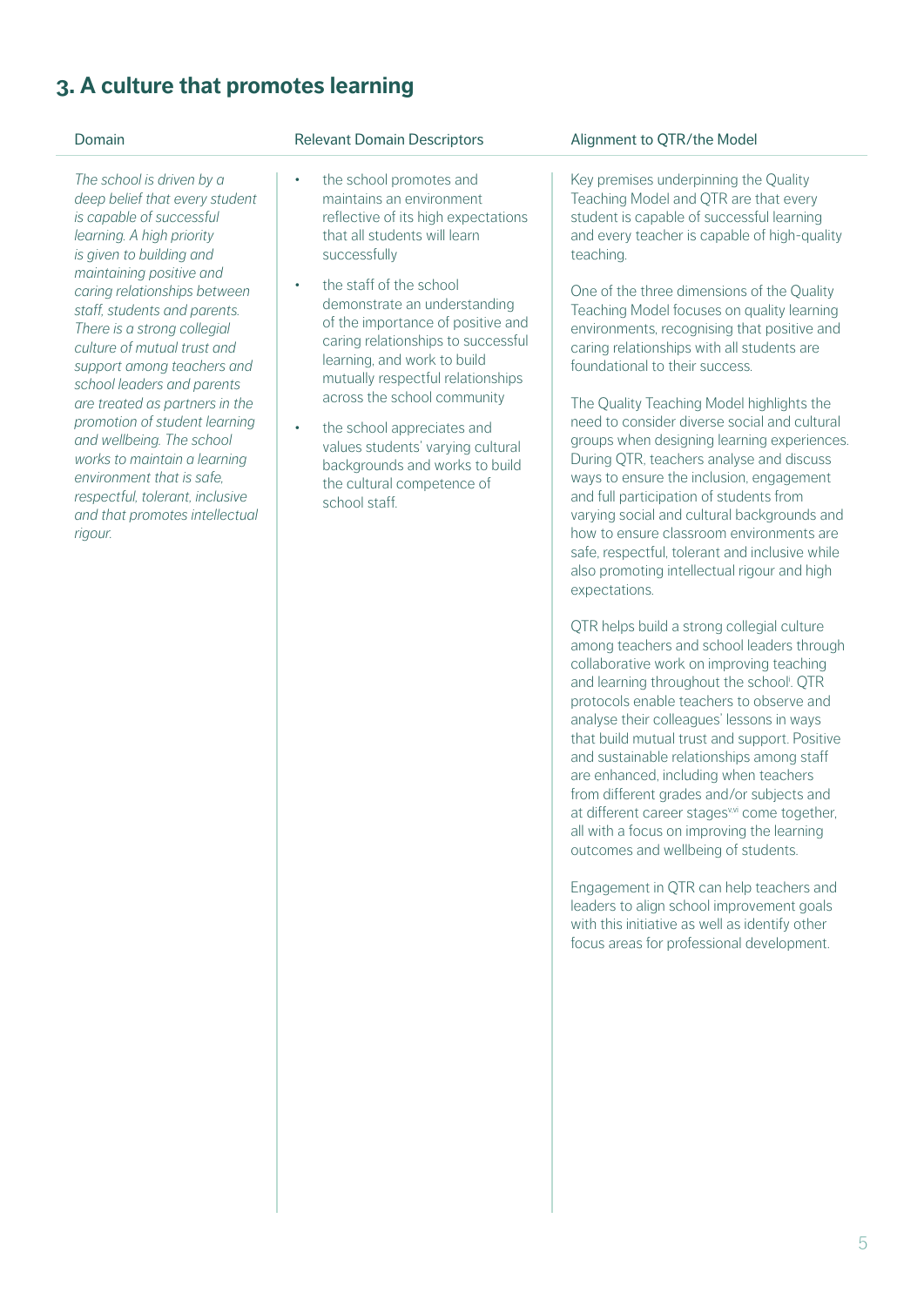## 3. A culture that promotes learning

| Domain | Relevant Domain Descriptors | Alignment to QTR/the Model |
|---|---|---|
| *The school is driven by a deep belief that every student is capable of successful learning. A high priority is given to building and maintaining positive and caring relationships between staff, students and parents. There is a strong collegial culture of mutual trust and support among teachers and school leaders and parents are treated as partners in the promotion of student learning and wellbeing. The school works to maintain a learning environment that is safe, respectful, tolerant, inclusive and that promotes intellectual rigour.* | • the school promotes and maintains an environment reflective of its high expectations that all students will learn successfully<br><br>• the staff of the school demonstrate an understanding of the importance of positive and caring relationships to successful learning, and work to build mutually respectful relationships across the school community<br><br>• the school appreciates and values students' varying cultural backgrounds and works to build the cultural competence of school staff. | Key premises underpinning the Quality Teaching Model and QTR are that every student is capable of successful learning and every teacher is capable of high-quality teaching.<br><br>One of the three dimensions of the Quality Teaching Model focuses on quality learning environments, recognising that positive and caring relationships with all students are foundational to their success.<br><br>The Quality Teaching Model highlights the need to consider diverse social and cultural groups when designing learning experiences. During QTR, teachers analyse and discuss ways to ensure the inclusion, engagement and full participation of students from varying social and cultural backgrounds and how to ensure classroom environments are safe, respectful, tolerant and inclusive while also promoting intellectual rigour and high expectations.<br><br>QTR helps build a strong collegial culture among teachers and school leaders through collaborative work on improving teaching and learning throughout the school[i]. QTR protocols enable teachers to observe and analyse their colleagues' lessons in ways that build mutual trust and support. Positive and sustainable relationships among staff are enhanced, including when teachers from different grades and/or subjects and at different career stages[v,vi] come together, all with a focus on improving the learning outcomes and wellbeing of students.<br><br>Engagement in QTR can help teachers and leaders to align school improvement goals with this initiative as well as identify other focus areas for professional development. |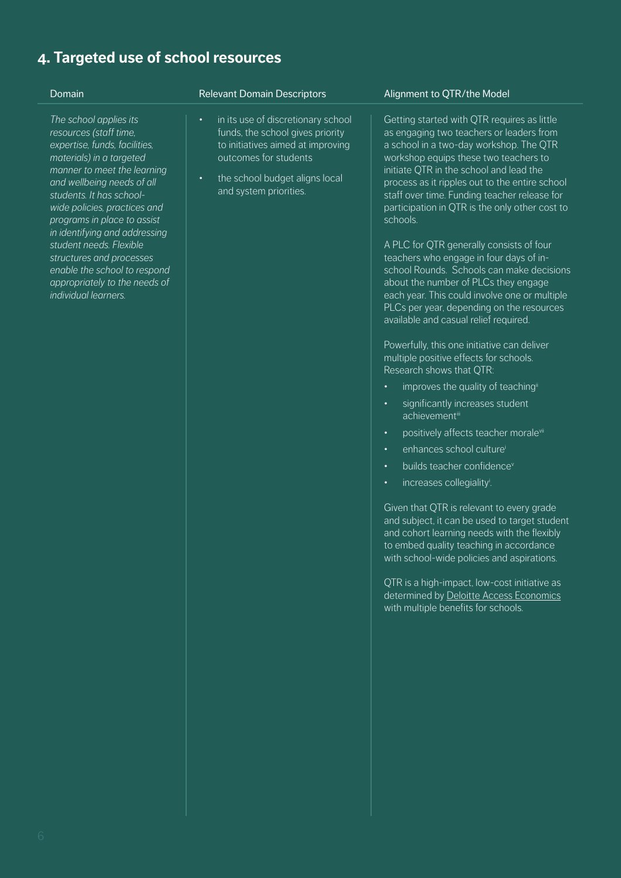## 4. Targeted use of school resources

| Domain | Relevant Domain Descriptors | Alignment to QTR/the Model |
| --- | --- | --- |
| *The school applies its resources (staff time, expertise, funds, facilities, materials) in a targeted manner to meet the learning and wellbeing needs of all students. It has school-wide policies, practices and programs in place to assist in identifying and addressing student needs. Flexible structures and processes enable the school to respond appropriately to the needs of individual learners.* | • in its use of discretionary school funds, the school gives priority to initiatives aimed at improving outcomes for students<br>• the school budget aligns local and system priorities. | Getting started with QTR requires as little as engaging two teachers or leaders from a school in a two-day workshop. The QTR workshop equips these two teachers to initiate QTR in the school and lead the process as it ripples out to the entire school staff over time. Funding teacher release for participation in QTR is the only other cost to schools.<br><br>A PLC for QTR generally consists of four teachers who engage in four days of in-school Rounds. Schools can make decisions about the number of PLCs they engage each year. This could involve one or multiple PLCs per year, depending on the resources available and casual relief required.<br><br>Powerfully, this one initiative can deliver multiple positive effects for schools. Research shows that QTR:<br>• improves the quality of teaching[ii]<br>• significantly increases student achievement[iii]<br>• positively affects teacher morale[vii]<br>• enhances school culture[i]<br>• builds teacher confidence[v]<br>• increases collegiality[i].<br><br>Given that QTR is relevant to every grade and subject, it can be used to target student and cohort learning needs with the flexibly to embed quality teaching in accordance with school-wide policies and aspirations.<br><br>QTR is a high-impact, low-cost initiative as determined by Deloitte Access Economics with multiple benefits for schools. |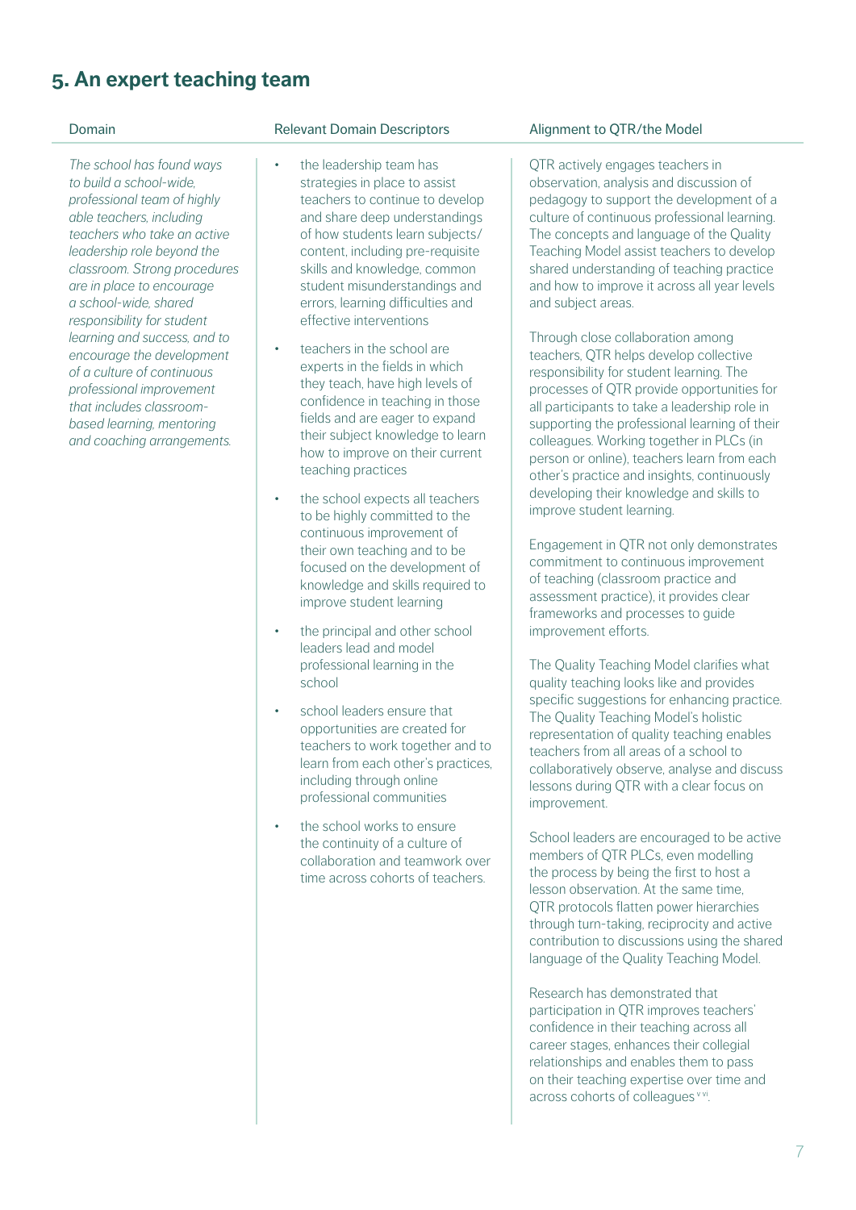## 5. An expert teaching team

| Domain | Relevant Domain Descriptors | Alignment to QTR/the Model |
|---|---|---|
| *The school has found ways to build a school-wide, professional team of highly able teachers, including teachers who take an active leadership role beyond the classroom. Strong procedures are in place to encourage a school-wide, shared responsibility for student learning and success, and to encourage the development of a culture of continuous professional improvement that includes classroom-based learning, mentoring and coaching arrangements.* | • the leadership team has strategies in place to assist teachers to continue to develop and share deep understandings of how students learn subjects/content, including pre-requisite skills and knowledge, common student misunderstandings and errors, learning difficulties and effective interventions<br><br>• teachers in the school are experts in the fields in which they teach, have high levels of confidence in teaching in those fields and are eager to expand their subject knowledge to learn how to improve on their current teaching practices<br><br>• the school expects all teachers to be highly committed to the continuous improvement of their own teaching and to be focused on the development of knowledge and skills required to improve student learning<br><br>• the principal and other school leaders lead and model professional learning in the school<br><br>• school leaders ensure that opportunities are created for teachers to work together and to learn from each other's practices, including through online professional communities<br><br>• the school works to ensure the continuity of a culture of collaboration and teamwork over time across cohorts of teachers. | QTR actively engages teachers in observation, analysis and discussion of pedagogy to support the development of a culture of continuous professional learning. The concepts and language of the Quality Teaching Model assist teachers to develop shared understanding of teaching practice and how to improve it across all year levels and subject areas.<br><br>Through close collaboration among teachers, QTR helps develop collective responsibility for student learning. The processes of QTR provide opportunities for all participants to take a leadership role in supporting the professional learning of their colleagues. Working together in PLCs (in person or online), teachers learn from each other's practice and insights, continuously developing their knowledge and skills to improve student learning.<br><br>Engagement in QTR not only demonstrates commitment to continuous improvement of teaching (classroom practice and assessment practice), it provides clear frameworks and processes to guide improvement efforts.<br><br>The Quality Teaching Model clarifies what quality teaching looks like and provides specific suggestions for enhancing practice. The Quality Teaching Model's holistic representation of quality teaching enables teachers from all areas of a school to collaboratively observe, analyse and discuss lessons during QTR with a clear focus on improvement.<br><br>School leaders are encouraged to be active members of QTR PLCs, even modelling the process by being the first to host a lesson observation. At the same time, QTR protocols flatten power hierarchies through turn-taking, reciprocity and active contribution to discussions using the shared language of the Quality Teaching Model.<br><br>Research has demonstrated that participation in QTR improves teachers' confidence in their teaching across all career stages, enhances their collegial relationships and enables them to pass on their teaching expertise over time and across cohorts of colleagues [v vi]. |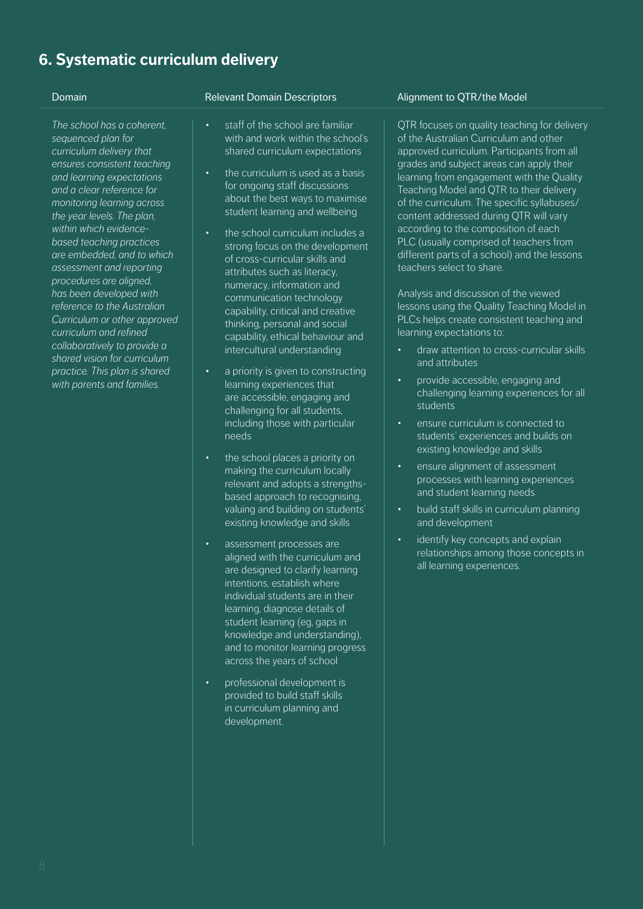## 6. Systematic curriculum delivery

| Domain | Relevant Domain Descriptors | Alignment to QTR/the Model |
|---|---|---|
| *The school has a coherent, sequenced plan for curriculum delivery that ensures consistent teaching and learning expectations and a clear reference for monitoring learning across the year levels. The plan, within which evidence-based teaching practices are embedded, and to which assessment and reporting procedures are aligned, has been developed with reference to the Australian Curriculum or other approved curriculum and refined collaboratively to provide a shared vision for curriculum practice. This plan is shared with parents and families.* | • staff of the school are familiar with and work within the school's shared curriculum expectations<br>• the curriculum is used as a basis for ongoing staff discussions about the best ways to maximise student learning and wellbeing<br>• the school curriculum includes a strong focus on the development of cross-curricular skills and attributes such as literacy, numeracy, information and communication technology capability, critical and creative thinking, personal and social capability, ethical behaviour and intercultural understanding<br>• a priority is given to constructing learning experiences that are accessible, engaging and challenging for all students, including those with particular needs<br>• the school places a priority on making the curriculum locally relevant and adopts a strengths-based approach to recognising, valuing and building on students' existing knowledge and skills<br>• assessment processes are aligned with the curriculum and are designed to clarify learning intentions, establish where individual students are in their learning, diagnose details of student learning (eg, gaps in knowledge and understanding), and to monitor learning progress across the years of school<br>• professional development is provided to build staff skills in curriculum planning and development. | QTR focuses on quality teaching for delivery of the Australian Curriculum and other approved curriculum. Participants from all grades and subject areas can apply their learning from engagement with the Quality Teaching Model and QTR to their delivery of the curriculum. The specific syllabuses/ content addressed during QTR will vary according to the composition of each PLC (usually comprised of teachers from different parts of a school) and the lessons teachers select to share.<br><br>Analysis and discussion of the viewed lessons using the Quality Teaching Model in PLCs helps create consistent teaching and learning expectations to:<br>• draw attention to cross-curricular skills and attributes<br>• provide accessible, engaging and challenging learning experiences for all students<br>• ensure curriculum is connected to students' experiences and builds on existing knowledge and skills<br>• ensure alignment of assessment processes with learning experiences and student learning needs<br>• build staff skills in curriculum planning and development<br>• identify key concepts and explain relationships among those concepts in all learning experiences. |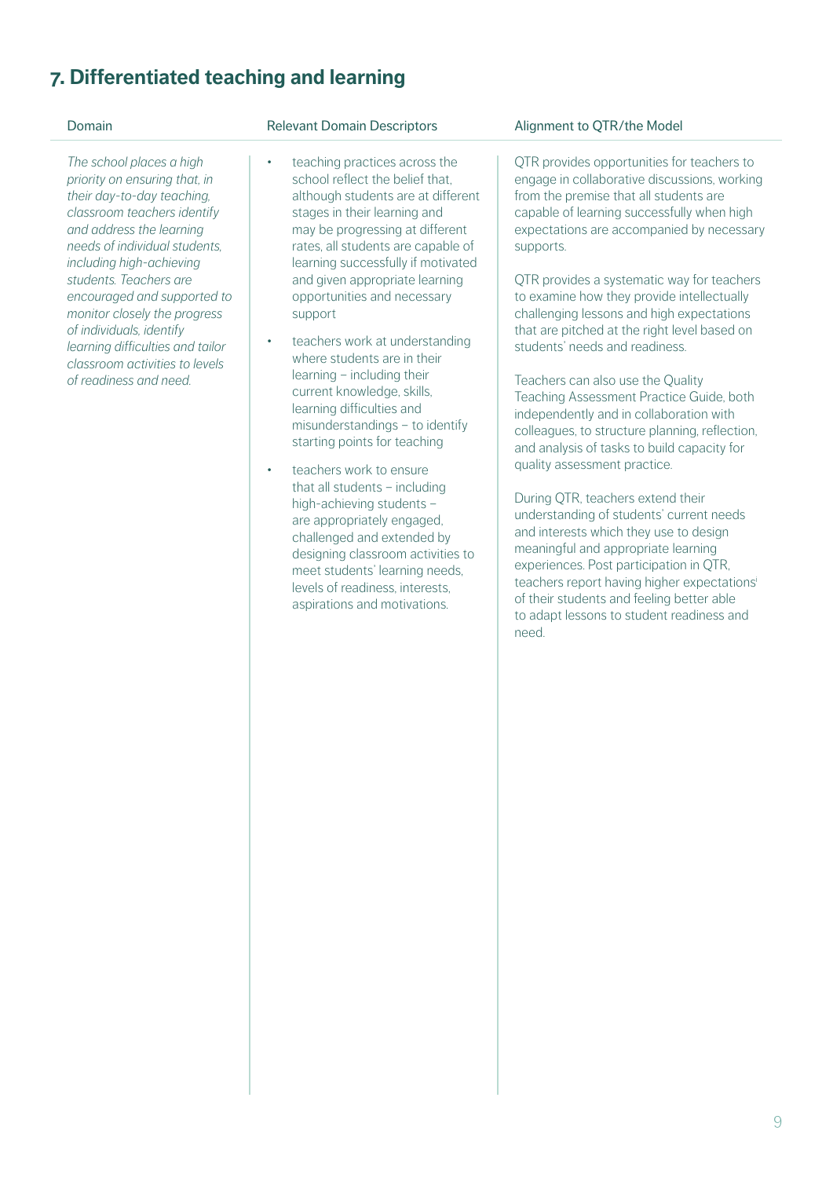## 7. Differentiated teaching and learning

| Domain | Relevant Domain Descriptors | Alignment to QTR/the Model |
|---|---|---|
| *The school places a high priority on ensuring that, in their day-to-day teaching, classroom teachers identify and address the learning needs of individual students, including high-achieving students. Teachers are encouraged and supported to monitor closely the progress of individuals, identify learning difficulties and tailor classroom activities to levels of readiness and need.* | • teaching practices across the school reflect the belief that, although students are at different stages in their learning and may be progressing at different rates, all students are capable of learning successfully if motivated and given appropriate learning opportunities and necessary support<br>• teachers work at understanding where students are in their learning – including their current knowledge, skills, learning difficulties and misunderstandings – to identify starting points for teaching<br>• teachers work to ensure that all students – including high-achieving students – are appropriately engaged, challenged and extended by designing classroom activities to meet students' learning needs, levels of readiness, interests, aspirations and motivations. | QTR provides opportunities for teachers to engage in collaborative discussions, working from the premise that all students are capable of learning successfully when high expectations are accompanied by necessary supports.<br><br>QTR provides a systematic way for teachers to examine how they provide intellectually challenging lessons and high expectations that are pitched at the right level based on students' needs and readiness.<br><br>Teachers can also use the Quality Teaching Assessment Practice Guide, both independently and in collaboration with colleagues, to structure planning, reflection, and analysis of tasks to build capacity for quality assessment practice.<br><br>During QTR, teachers extend their understanding of students' current needs and interests which they use to design meaningful and appropriate learning experiences. Post participation in QTR, teachers report having higher expectations[i] of their students and feeling better able to adapt lessons to student readiness and need. |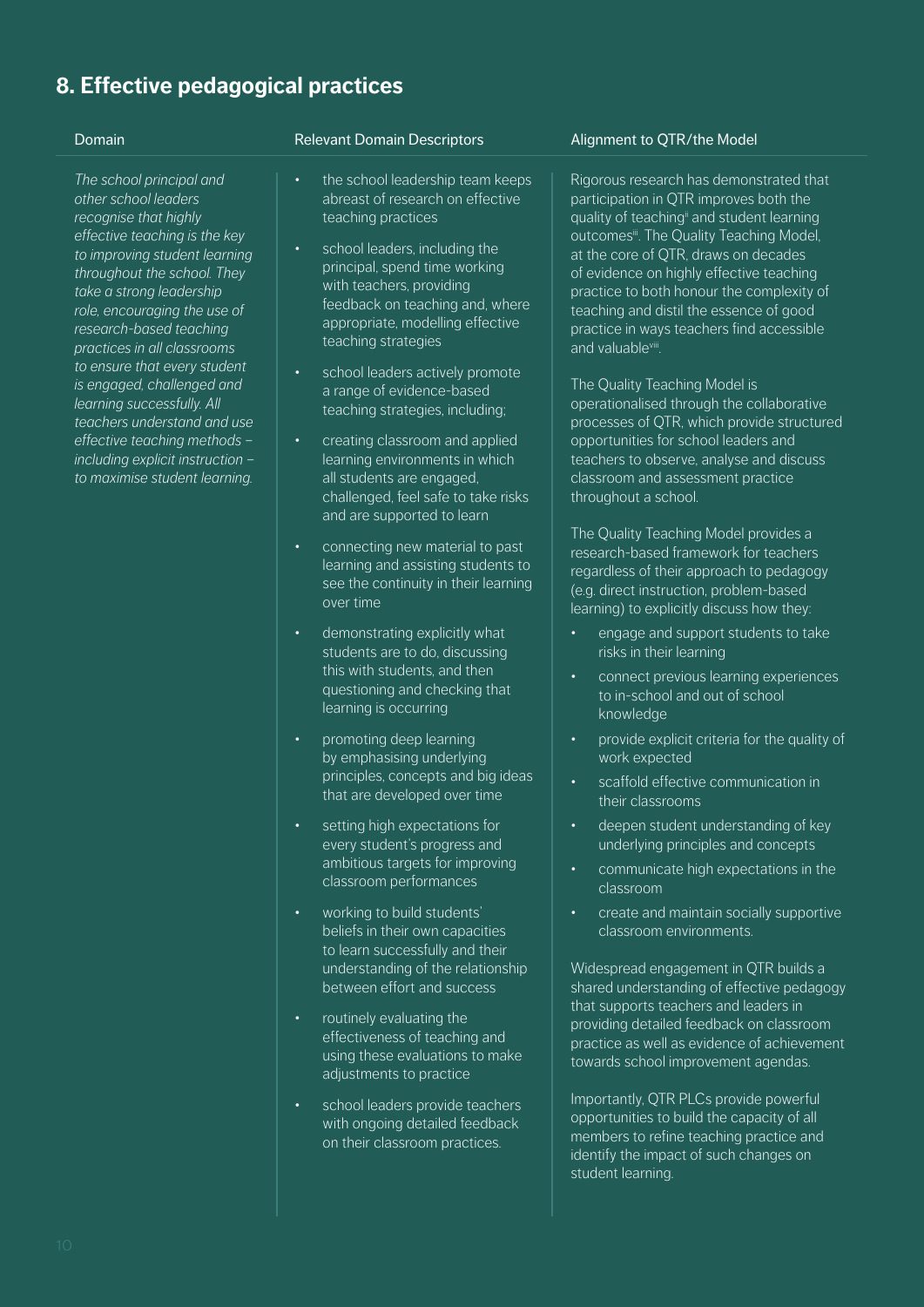## 8. Effective pedagogical practices

| Domain | Relevant Domain Descriptors | Alignment to QTR/the Model |
|---|---|---|
| *The school principal and other school leaders recognise that highly effective teaching is the key to improving student learning throughout the school. They take a strong leadership role, encouraging the use of research-based teaching practices in all classrooms to ensure that every student is engaged, challenged and learning successfully. All teachers understand and use effective teaching methods – including explicit instruction – to maximise student learning.* | • the school leadership team keeps abreast of research on effective teaching practices<br>• school leaders, including the principal, spend time working with teachers, providing feedback on teaching and, where appropriate, modelling effective teaching strategies<br>• school leaders actively promote a range of evidence-based teaching strategies, including;<br>• creating classroom and applied learning environments in which all students are engaged, challenged, feel safe to take risks and are supported to learn<br>• connecting new material to past learning and assisting students to see the continuity in their learning over time<br>• demonstrating explicitly what students are to do, discussing this with students, and then questioning and checking that learning is occurring<br>• promoting deep learning by emphasising underlying principles, concepts and big ideas that are developed over time<br>• setting high expectations for every student's progress and ambitious targets for improving classroom performances<br>• working to build students' beliefs in their own capacities to learn successfully and their understanding of the relationship between effort and success<br>• routinely evaluating the effectiveness of teaching and using these evaluations to make adjustments to practice<br>• school leaders provide teachers with ongoing detailed feedback on their classroom practices. | Rigorous research has demonstrated that participation in QTR improves both the quality of teaching[ii] and student learning outcomes[iii]. The Quality Teaching Model, at the core of QTR, draws on decades of evidence on highly effective teaching practice to both honour the complexity of teaching and distil the essence of good practice in ways teachers find accessible and valuable[viii].<br><br>The Quality Teaching Model is operationalised through the collaborative processes of QTR, which provide structured opportunities for school leaders and teachers to observe, analyse and discuss classroom and assessment practice throughout a school.<br><br>The Quality Teaching Model provides a research-based framework for teachers regardless of their approach to pedagogy (e.g. direct instruction, problem-based learning) to explicitly discuss how they:<br>• engage and support students to take risks in their learning<br>• connect previous learning experiences to in-school and out of school knowledge<br>• provide explicit criteria for the quality of work expected<br>• scaffold effective communication in their classrooms<br>• deepen student understanding of key underlying principles and concepts<br>• communicate high expectations in the classroom<br>• create and maintain socially supportive classroom environments.<br><br>Widespread engagement in QTR builds a shared understanding of effective pedagogy that supports teachers and leaders in providing detailed feedback on classroom practice as well as evidence of achievement towards school improvement agendas.<br><br>Importantly, QTR PLCs provide powerful opportunities to build the capacity of all members to refine teaching practice and identify the impact of such changes on student learning. |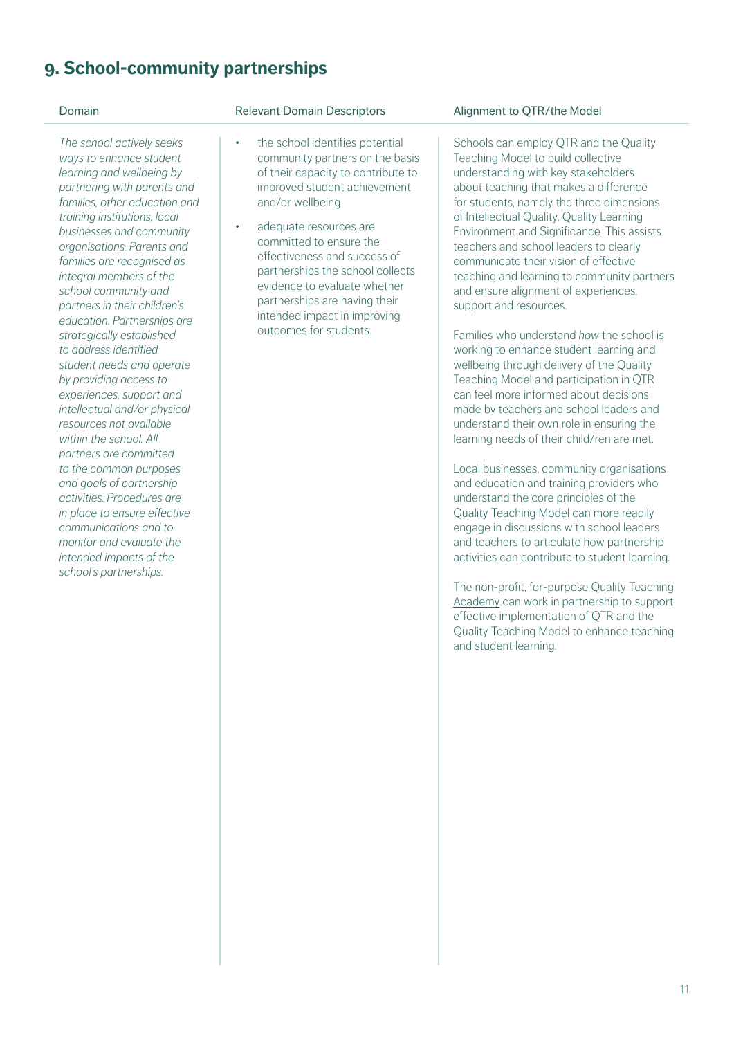## 9. School-community partnerships

| Domain | Relevant Domain Descriptors | Alignment to QTR/the Model |
|---|---|---|
| *The school actively seeks ways to enhance student learning and wellbeing by partnering with parents and families, other education and training institutions, local businesses and community organisations. Parents and families are recognised as integral members of the school community and partners in their children's education. Partnerships are strategically established to address identified student needs and operate by providing access to experiences, support and intellectual and/or physical resources not available within the school. All partners are committed to the common purposes and goals of partnership activities. Procedures are in place to ensure effective communications and to monitor and evaluate the intended impacts of the school's partnerships.* | • the school identifies potential community partners on the basis of their capacity to contribute to improved student achievement and/or wellbeing<br>• adequate resources are committed to ensure the effectiveness and success of partnerships the school collects evidence to evaluate whether partnerships are having their intended impact in improving outcomes for students. | Schools can employ QTR and the Quality Teaching Model to build collective understanding with key stakeholders about teaching that makes a difference for students, namely the three dimensions of Intellectual Quality, Quality Learning Environment and Significance. This assists teachers and school leaders to clearly communicate their vision of effective teaching and learning to community partners and ensure alignment of experiences, support and resources.<br><br>Families who understand *how* the school is working to enhance student learning and wellbeing through delivery of the Quality Teaching Model and participation in QTR can feel more informed about decisions made by teachers and school leaders and understand their own role in ensuring the learning needs of their child/ren are met.<br><br>Local businesses, community organisations and education and training providers who understand the core principles of the Quality Teaching Model can more readily engage in discussions with school leaders and teachers to articulate how partnership activities can contribute to student learning.<br><br>The non-profit, for-purpose Quality Teaching Academy can work in partnership to support effective implementation of QTR and the Quality Teaching Model to enhance teaching and student learning. |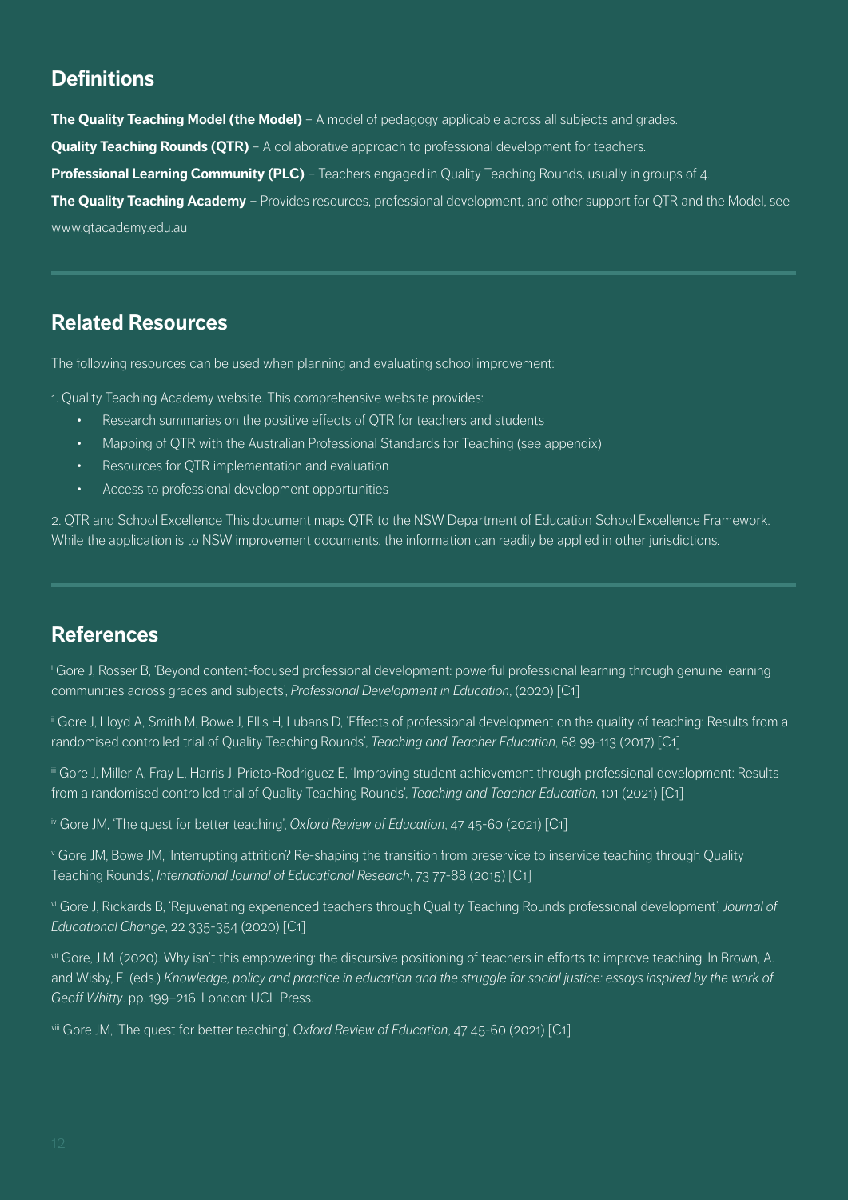## Definitions

**The Quality Teaching Model (the Model)** – A model of pedagogy applicable across all subjects and grades.

**Quality Teaching Rounds (QTR)** – A collaborative approach to professional development for teachers.

**Professional Learning Community (PLC)** – Teachers engaged in Quality Teaching Rounds, usually in groups of 4.

**The Quality Teaching Academy** – Provides resources, professional development, and other support for QTR and the Model, see www.qtacademy.edu.au

## Related Resources

The following resources can be used when planning and evaluating school improvement:

1. Quality Teaching Academy website. This comprehensive website provides:
    - Research summaries on the positive effects of QTR for teachers and students
    - Mapping of QTR with the Australian Professional Standards for Teaching (see appendix)
    - Resources for QTR implementation and evaluation
    - Access to professional development opportunities

2. QTR and School Excellence This document maps QTR to the NSW Department of Education School Excellence Framework. While the application is to NSW improvement documents, the information can readily be applied in other jurisdictions.

## References

[i] Gore J, Rosser B, 'Beyond content-focused professional development: powerful professional learning through genuine learning communities across grades and subjects', *Professional Development in Education*, (2020) [C1]

[ii] Gore J, Lloyd A, Smith M, Bowe J, Ellis H, Lubans D, 'Effects of professional development on the quality of teaching: Results from a randomised controlled trial of Quality Teaching Rounds', *Teaching and Teacher Education*, 68 99-113 (2017) [C1]

[iii] Gore J, Miller A, Fray L, Harris J, Prieto-Rodriguez E, 'Improving student achievement through professional development: Results from a randomised controlled trial of Quality Teaching Rounds', *Teaching and Teacher Education*, 101 (2021) [C1]

[iv] Gore JM, 'The quest for better teaching', *Oxford Review of Education*, 47 45-60 (2021) [C1]

[v] Gore JM, Bowe JM, 'Interrupting attrition? Re-shaping the transition from preservice to inservice teaching through Quality Teaching Rounds', *International Journal of Educational Research*, 73 77-88 (2015) [C1]

[vi] Gore J, Rickards B, 'Rejuvenating experienced teachers through Quality Teaching Rounds professional development', *Journal of Educational Change*, 22 335-354 (2020) [C1]

[vii] Gore, J.M. (2020). Why isn't this empowering: the discursive positioning of teachers in efforts to improve teaching. In Brown, A. and Wisby, E. (eds.) *Knowledge, policy and practice in education and the struggle for social justice: essays inspired by the work of Geoff Whitty*. pp. 199–216. London: UCL Press.

[viii] Gore JM, 'The quest for better teaching', *Oxford Review of Education*, 47 45-60 (2021) [C1]